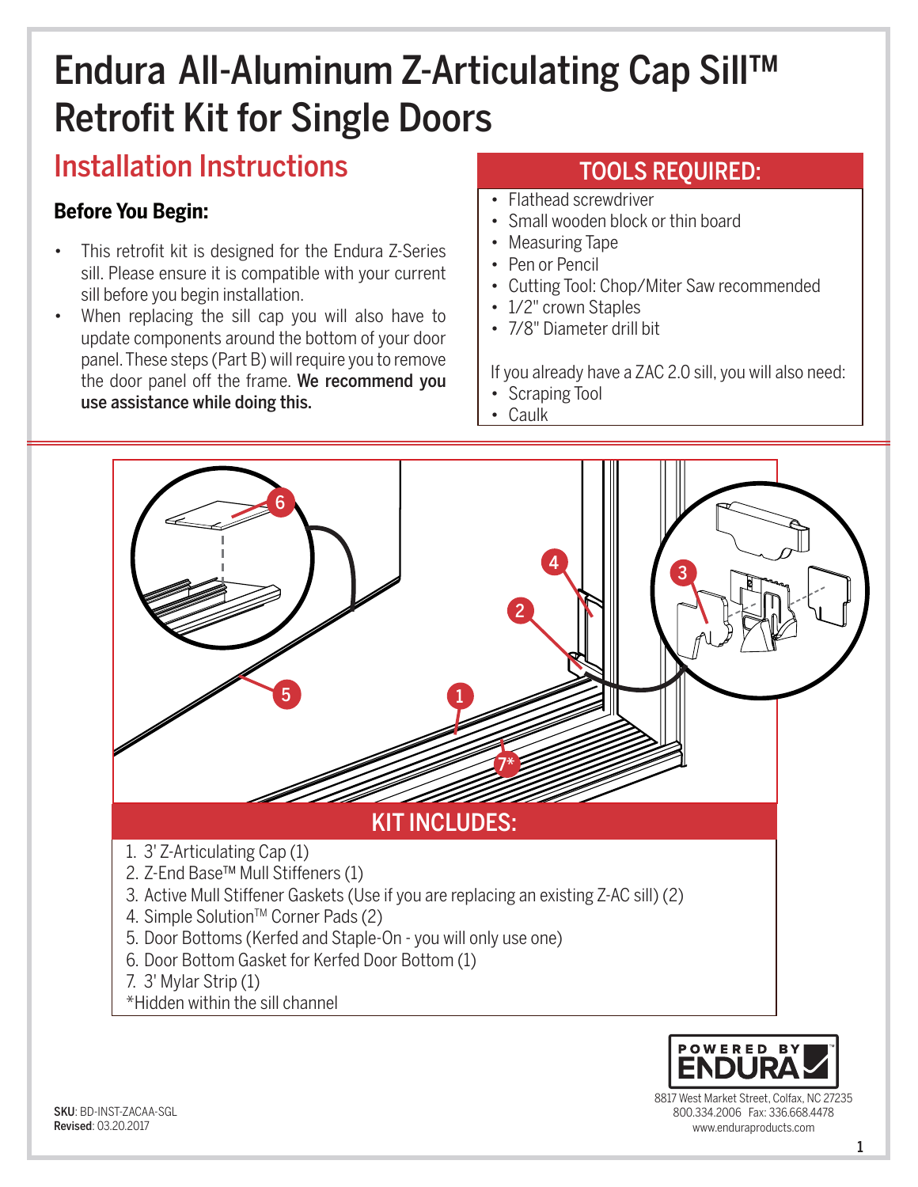# Endura All-Aluminum Z-Articulating Cap Sill™ Retrofit Kit for Single Doors

## Installation Instructions

### Before You Begin:

- This retrofit kit is designed for the Endura Z-Series sill. Please ensure it is compatible with your current sill before you begin installation.
- When replacing the sill cap you will also have to update components around the bottom of your door panel. These steps (Part B) will require you to remove the door panel off the frame. **We recommend you use assistance while doing this.**

## TOOLS REQUIRED:

- Flathead screwdriver
- Small wooden block or thin board
- Measuring Tape
- Pen or Pencil
- Cutting Tool: Chop/Miter Saw recommended
- 1/2" crown Staples
- 7/8" Diameter drill bit

If you already have a ZAC 2.0 sill, you will also need:

- Scraping Tool
- Caulk

## KIT INCLUDES:

1. 3' Z-Articulating Cap (1)
2. Z-End Base™ Mull Stiffeners (1)
3. Active Mull Stiffener Gaskets (Use if you are replacing an existing Z-AC sill) (2)
4. Simple Solution™ Corner Pads (2)
5. Door Bottoms (Kerfed and Staple-On - you will only use one)
6. Door Bottom Gasket for Kerfed Door Bottom (1)
7. 3' Mylar Strip (1)

*Hidden within the sill channel

**SKU**: BD-INST-ZACAA-SGL
**Revised**: 03.20.2017

POWERED BY ENDURA
8817 West Market Street, Colfax, NC 27235
800.334.2006 Fax: 336.668.4478
www.enduraproducts.com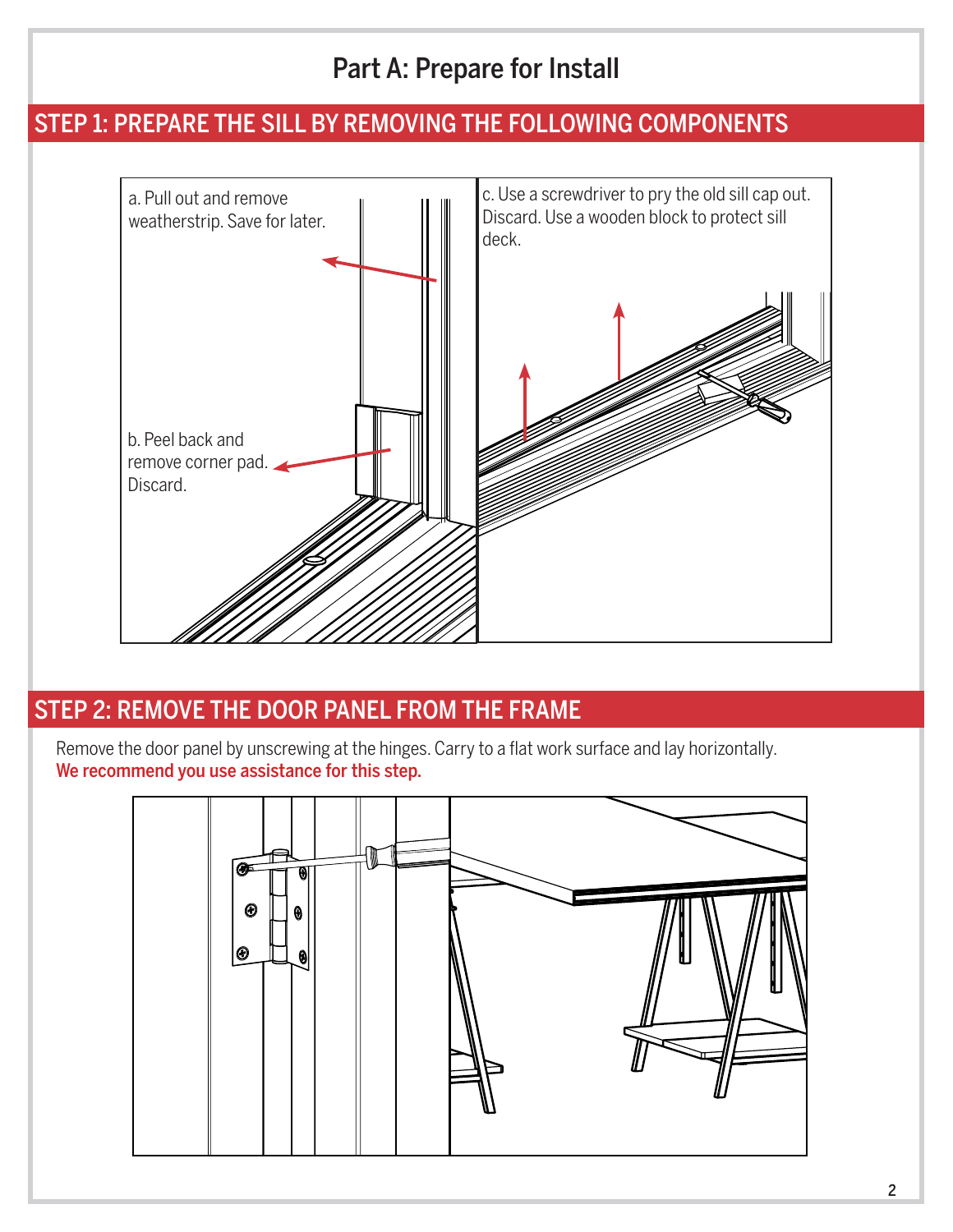# Part A: Prepare for Install

## STEP 1: PREPARE THE SILL BY REMOVING THE FOLLOWING COMPONENTS

a. Pull out and remove weatherstrip. Save for later.

b. Peel back and remove corner pad. Discard.

c. Use a screwdriver to pry the old sill cap out. Discard. Use a wooden block to protect sill deck.

## STEP 2: REMOVE THE DOOR PANEL FROM THE FRAME

Remove the door panel by unscrewing at the hinges. Carry to a flat work surface and lay horizontally.
**We recommend you use assistance for this step.**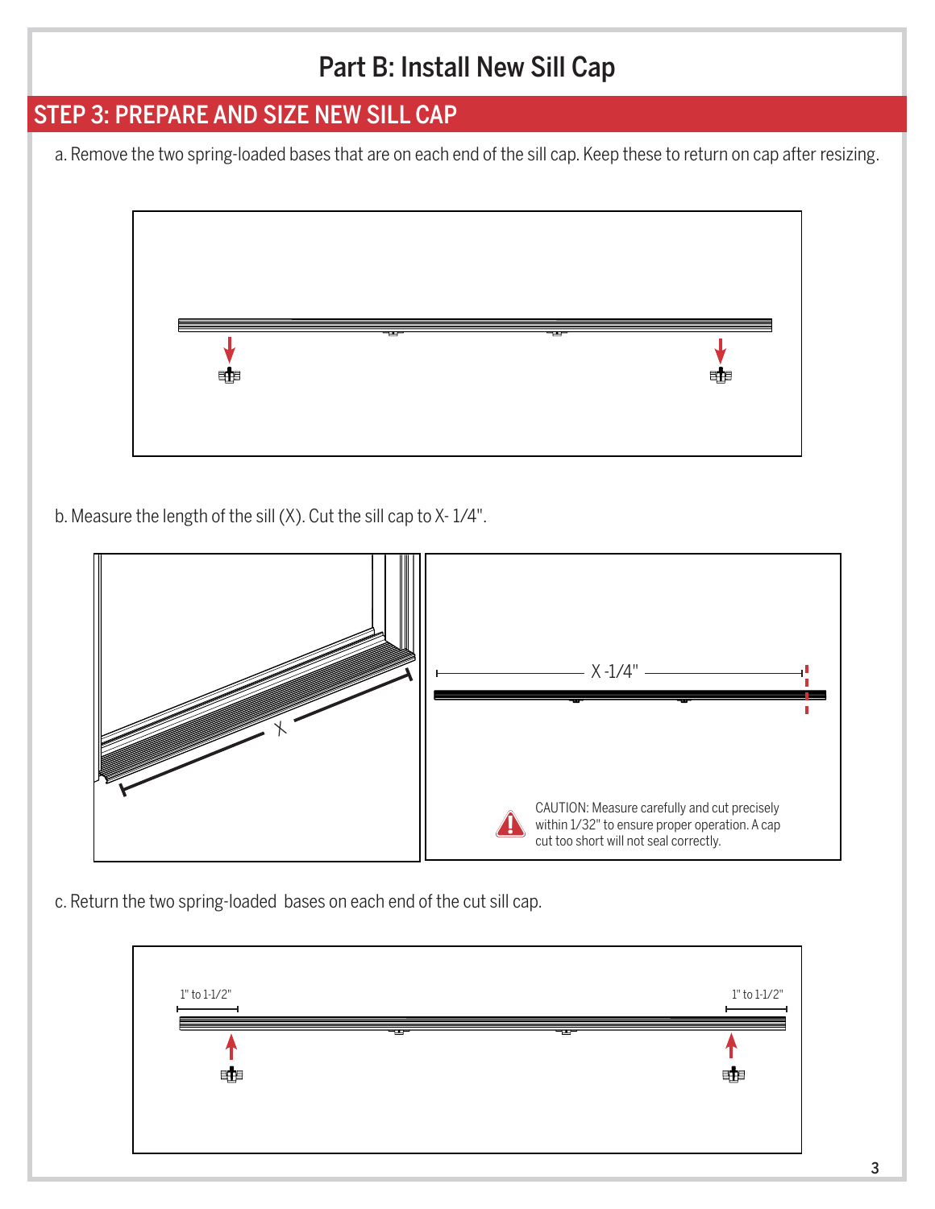# Part B: Install New Sill Cap

## STEP 3: PREPARE AND SIZE NEW SILL CAP

a. Remove the two spring-loaded bases that are on each end of the sill cap. Keep these to return on cap after resizing.

b. Measure the length of the sill (X). Cut the sill cap to X- 1/4".

X

X -1/4"

CAUTION: Measure carefully and cut precisely within 1/32" to ensure proper operation. A cap cut too short will not seal correctly.

c. Return the two spring-loaded bases on each end of the cut sill cap.

1" to 1-1/2"

1" to 1-1/2"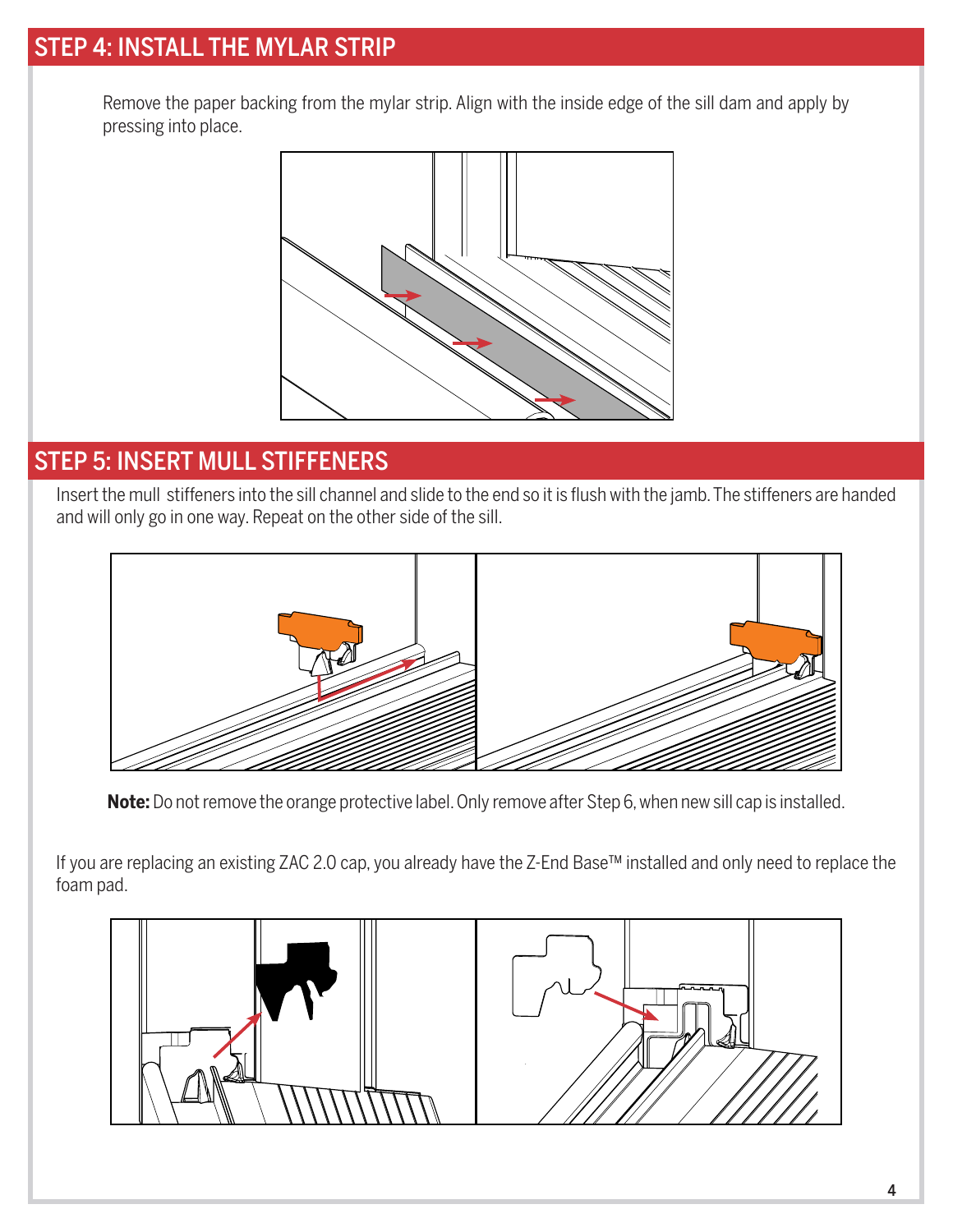## STEP 4: INSTALL THE MYLAR STRIP

Remove the paper backing from the mylar strip. Align with the inside edge of the sill dam and apply by pressing into place.

## STEP 5: INSERT MULL STIFFENERS

Insert the mull stiffeners into the sill channel and slide to the end so it is flush with the jamb. The stiffeners are handed and will only go in one way. Repeat on the other side of the sill.

**Note:** Do not remove the orange protective label. Only remove after Step 6, when new sill cap is installed.

If you are replacing an existing ZAC 2.0 cap, you already have the Z-End Base™ installed and only need to replace the foam pad.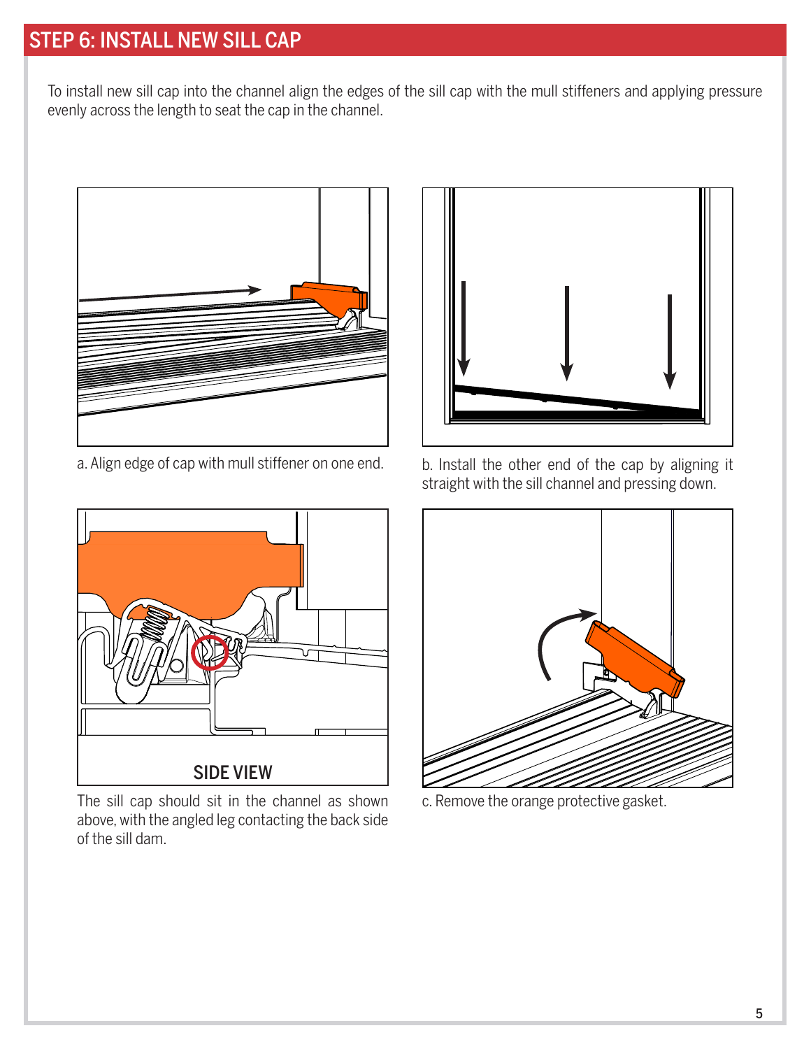## STEP 6: INSTALL NEW SILL CAP

To install new sill cap into the channel align the edges of the sill cap with the mull stiffeners and applying pressure evenly across the length to seat the cap in the channel.

a. Align edge of cap with mull stiffener on one end.

b. Install the other end of the cap by aligning it straight with the sill channel and pressing down.

SIDE VIEW

The sill cap should sit in the channel as shown above, with the angled leg contacting the back side of the sill dam.

c. Remove the orange protective gasket.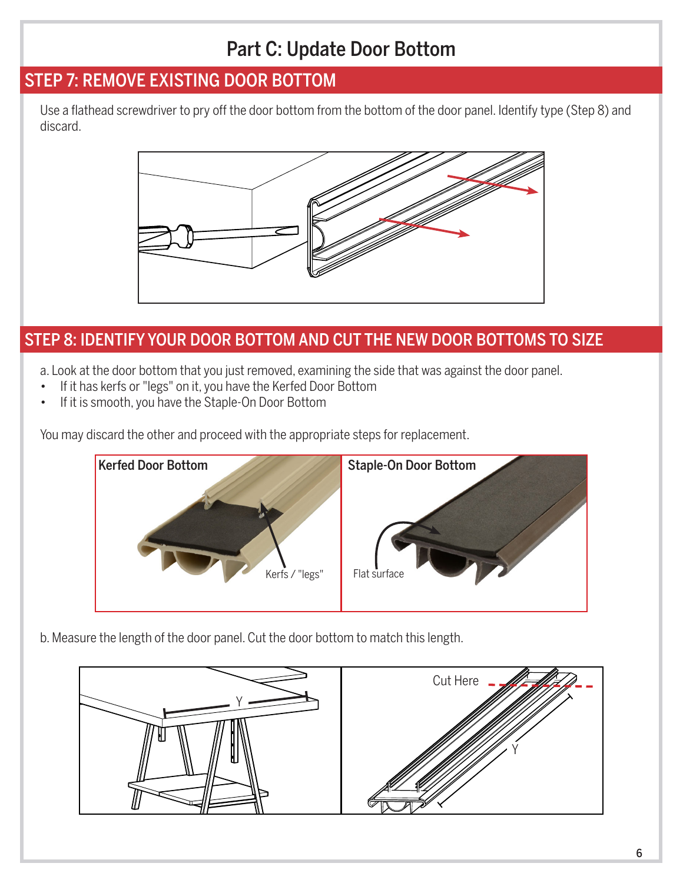# Part C: Update Door Bottom

## STEP 7: REMOVE EXISTING DOOR BOTTOM

Use a flathead screwdriver to pry off the door bottom from the bottom of the door panel. Identify type (Step 8) and discard.

## STEP 8: IDENTIFY YOUR DOOR BOTTOM AND CUT THE NEW DOOR BOTTOMS TO SIZE

a. Look at the door bottom that you just removed, examining the side that was against the door panel.

- If it has kerfs or "legs" on it, you have the Kerfed Door Bottom
- If it is smooth, you have the Staple-On Door Bottom

You may discard the other and proceed with the appropriate steps for replacement.

**Kerfed Door Bottom** — Kerfs / "legs"

**Staple-On Door Bottom** — Flat surface

b. Measure the length of the door panel. Cut the door bottom to match this length.

Y

Cut Here

Y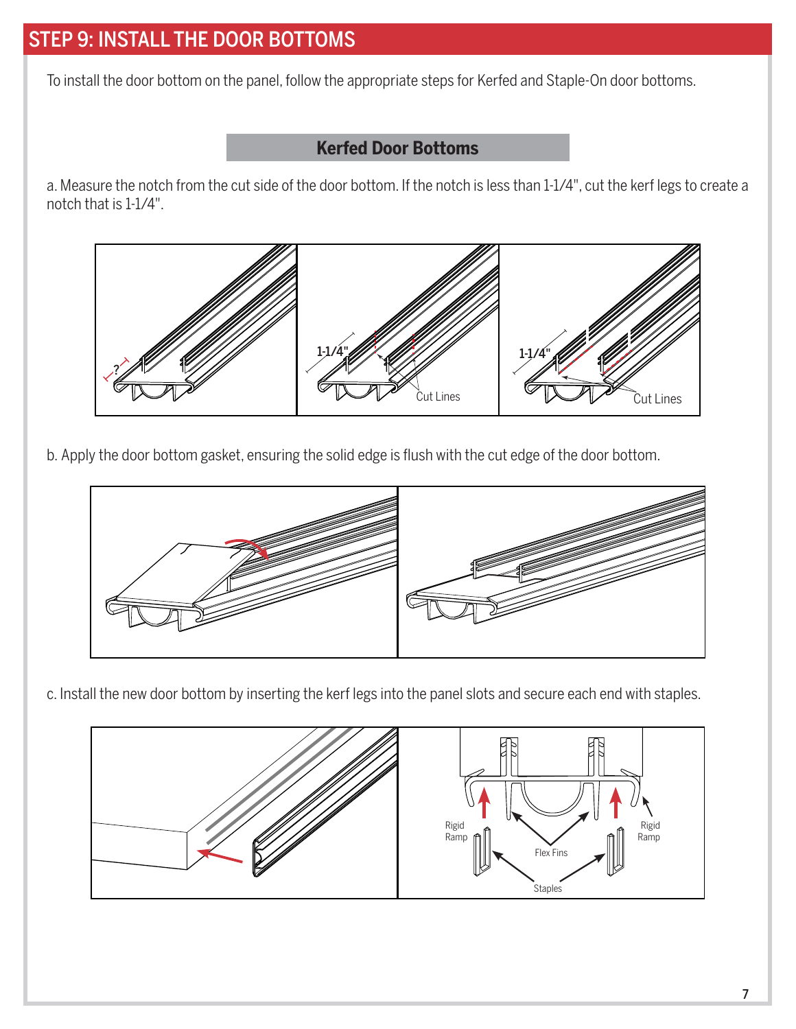# STEP 9: INSTALL THE DOOR BOTTOMS

To install the door bottom on the panel, follow the appropriate steps for Kerfed and Staple-On door bottoms.

## Kerfed Door Bottoms

a. Measure the notch from the cut side of the door bottom. If the notch is less than 1-1/4", cut the kerf legs to create a notch that is 1-1/4".

b. Apply the door bottom gasket, ensuring the solid edge is flush with the cut edge of the door bottom.

c. Install the new door bottom by inserting the kerf legs into the panel slots and secure each end with staples.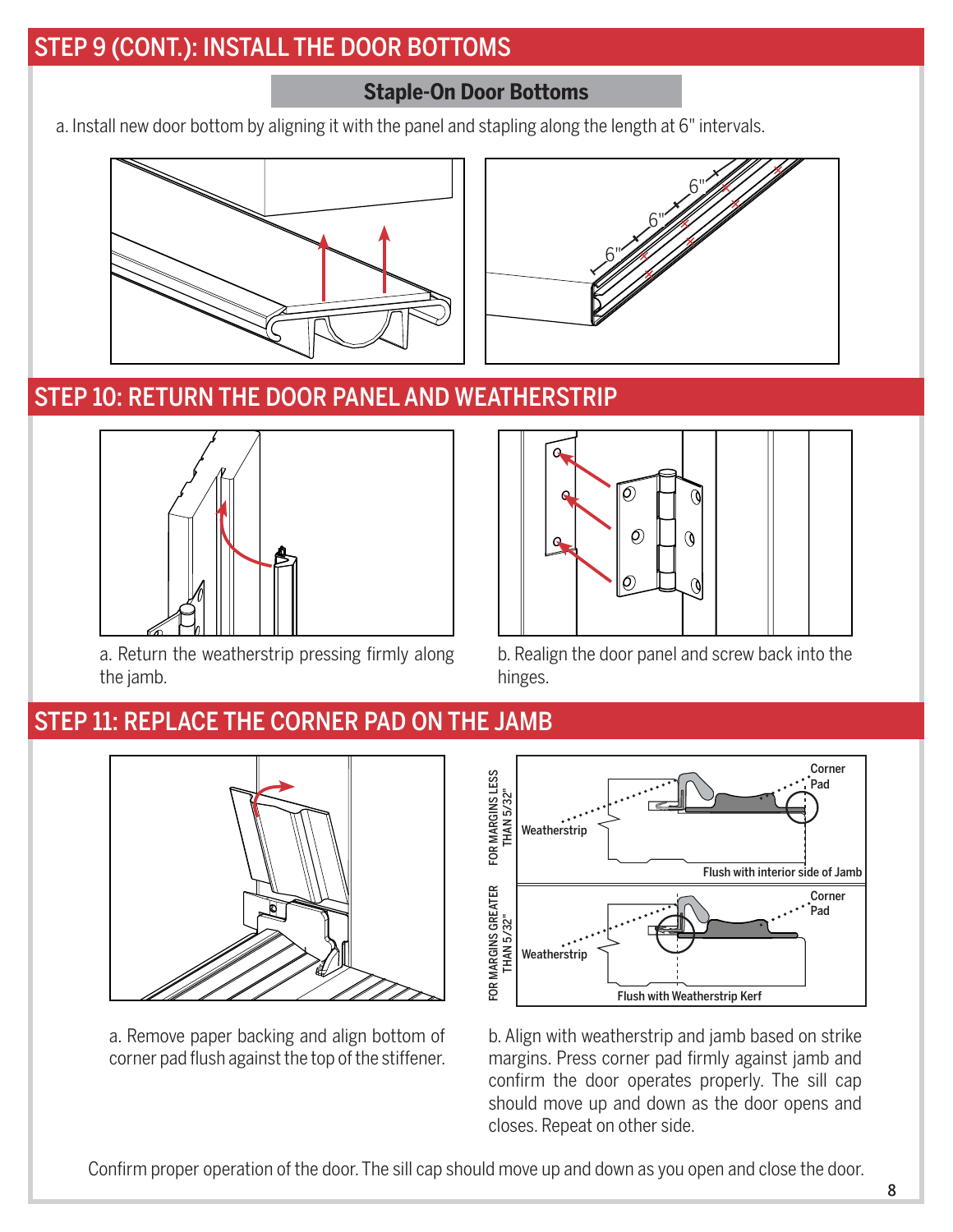## STEP 9 (CONT.): INSTALL THE DOOR BOTTOMS

### Staple-On Door Bottoms

a. Install new door bottom by aligning it with the panel and stapling along the length at 6" intervals.

6"
6"
6"

## STEP 10: RETURN THE DOOR PANEL AND WEATHERSTRIP

a. Return the weatherstrip pressing firmly along the jamb.

b. Realign the door panel and screw back into the hinges.

## STEP 11: REPLACE THE CORNER PAD ON THE JAMB

a. Remove paper backing and align bottom of corner pad flush against the top of the stiffener.

FOR MARGINS LESS THAN 5/32"
Corner Pad
Weatherstrip
Flush with interior side of Jamb

FOR MARGINS GREATER THAN 5/32"
Corner Pad
Weatherstrip
Flush with Weatherstrip Kerf

b. Align with weatherstrip and jamb based on strike margins. Press corner pad firmly against jamb and confirm the door operates properly. The sill cap should move up and down as the door opens and closes. Repeat on other side.

Confirm proper operation of the door. The sill cap should move up and down as you open and close the door.